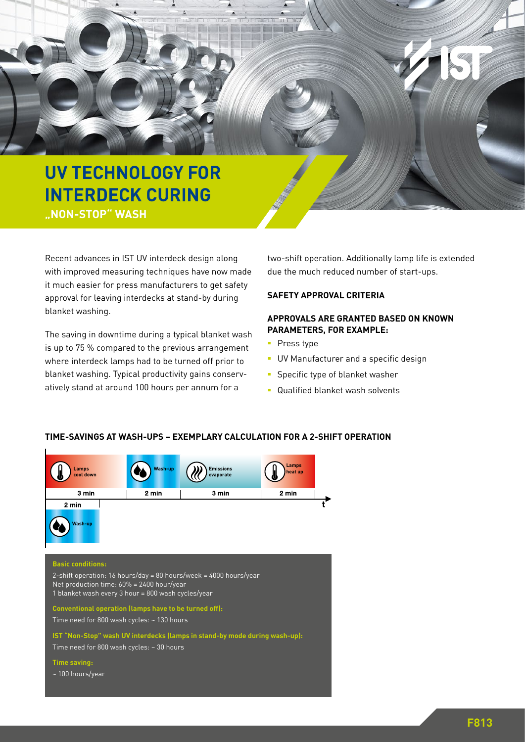# UV TECHNOLOGY FOR INTERDECK CURING

## „NON-STOP" WASH

Recent advances in IST UV interdeck design along with improved measuring techniques have now made it much easier for press manufacturers to get safety approval for leaving interdecks at stand-by during blanket washing.

The saving in downtime during a typical blanket wash is up to 75 % compared to the previous arrangement where interdeck lamps had to be turned off prior to blanket washing. Typical productivity gains conservatively stand at around 100 hours per annum for a two-shift operation. Additionally lamp life is extended due the much reduced number of start-ups.

### SAFETY APPROVAL CRITERIA

### APPROVALS ARE GRANTED BASED ON KNOWN PARAMETERS, FOR EXAMPLE:

- Press type
- UV Manufacturer and a specific design
- Specific type of blanket washer
- Qualified blanket wash solvents

### TIME-SAVINGS AT WASH-UPS – EXEMPLARY CALCULATION FOR A 2-SHIFT OPERATION

| Lamps cool down | Wash-up | Emissions evaporate | Lamps heat up |
|---|---|---|---|
| 3 min | 2 min | 3 min | 2 min |

| Wash-up |
|---|
| 2 min |

**Basic conditions:**

2-shift operation: 16 hours/day = 80 hours/week = 4000 hours/year
Net production time: 60% = 2400 hour/year
1 blanket wash every 3 hour = 800 wash cycles/year

**Conventional operation (lamps have to be turned off):**

Time need for 800 wash cycles: ~ 130 hours

**IST "Non-Stop" wash UV interdecks (lamps in stand-by mode during wash-up):**

Time need for 800 wash cycles: ~ 30 hours

**Time saving:**

~ 100 hours/year

F813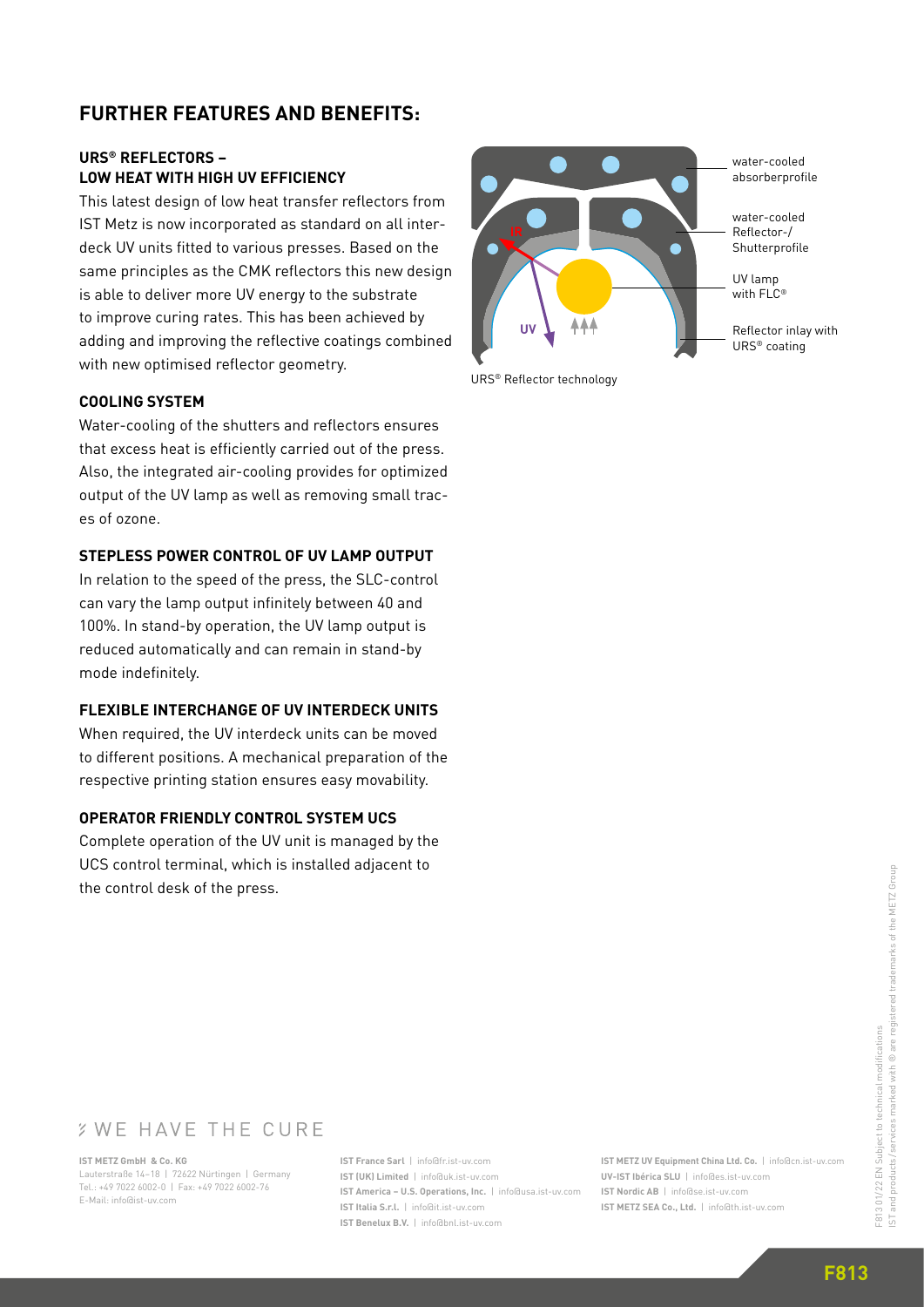## FURTHER FEATURES AND BENEFITS:

### URS® REFLECTORS – LOW HEAT WITH HIGH UV EFFICIENCY

This latest design of low heat transfer reflectors from IST Metz is now incorporated as standard on all inter-deck UV units fitted to various presses. Based on the same principles as the CMK reflectors this new design is able to deliver more UV energy to the substrate to improve curing rates. This has been achieved by adding and improving the reflective coatings combined with new optimised reflector geometry.

water-cooled absorberprofile

water-cooled Reflector-/ Shutterprofile

UV lamp with FLC®

Reflector inlay with URS® coating

IR

UV

URS® Reflector technology

### COOLING SYSTEM

Water-cooling of the shutters and reflectors ensures that excess heat is efficiently carried out of the press. Also, the integrated air-cooling provides for optimized output of the UV lamp as well as removing small traces of ozone.

### STEPLESS POWER CONTROL OF UV LAMP OUTPUT

In relation to the speed of the press, the SLC-control can vary the lamp output infinitely between 40 and 100%. In stand-by operation, the UV lamp output is reduced automatically and can remain in stand-by mode indefinitely.

### FLEXIBLE INTERCHANGE OF UV INTERDECK UNITS

When required, the UV interdeck units can be moved to different positions. A mechanical preparation of the respective printing station ensures easy movability.

### OPERATOR FRIENDLY CONTROL SYSTEM UCS

Complete operation of the UV unit is managed by the UCS control terminal, which is installed adjacent to the control desk of the press.

WE HAVE THE CURE

**IST METZ GmbH & Co. KG**
Lauterstraße 14–18 | 72622 Nürtingen | Germany
Tel.: +49 7022 6002-0 | Fax: +49 7022 6002-76
E-Mail: info@ist-uv.com

**IST France Sarl** | info@fr.ist-uv.com
**IST (UK) Limited** | info@uk.ist-uv.com
**IST America – U.S. Operations, Inc.** | info@usa.ist-uv.com
**IST Italia S.r.l.** | info@it.ist-uv.com
**IST Benelux B.V.** | info@bnl.ist-uv.com

**IST METZ UV Equipment China Ltd. Co.** | info@cn.ist-uv.com
**UV-IST Ibérica SLU** | info@es.ist-uv.com
**IST Nordic AB** | info@se.ist-uv.com
**IST METZ SEA Co., Ltd.** | info@th.ist-uv.com

F813 01/22 EN Subject to technical modifications
IST and products/services marked with ® are registered trademarks of the METZ Group

F813